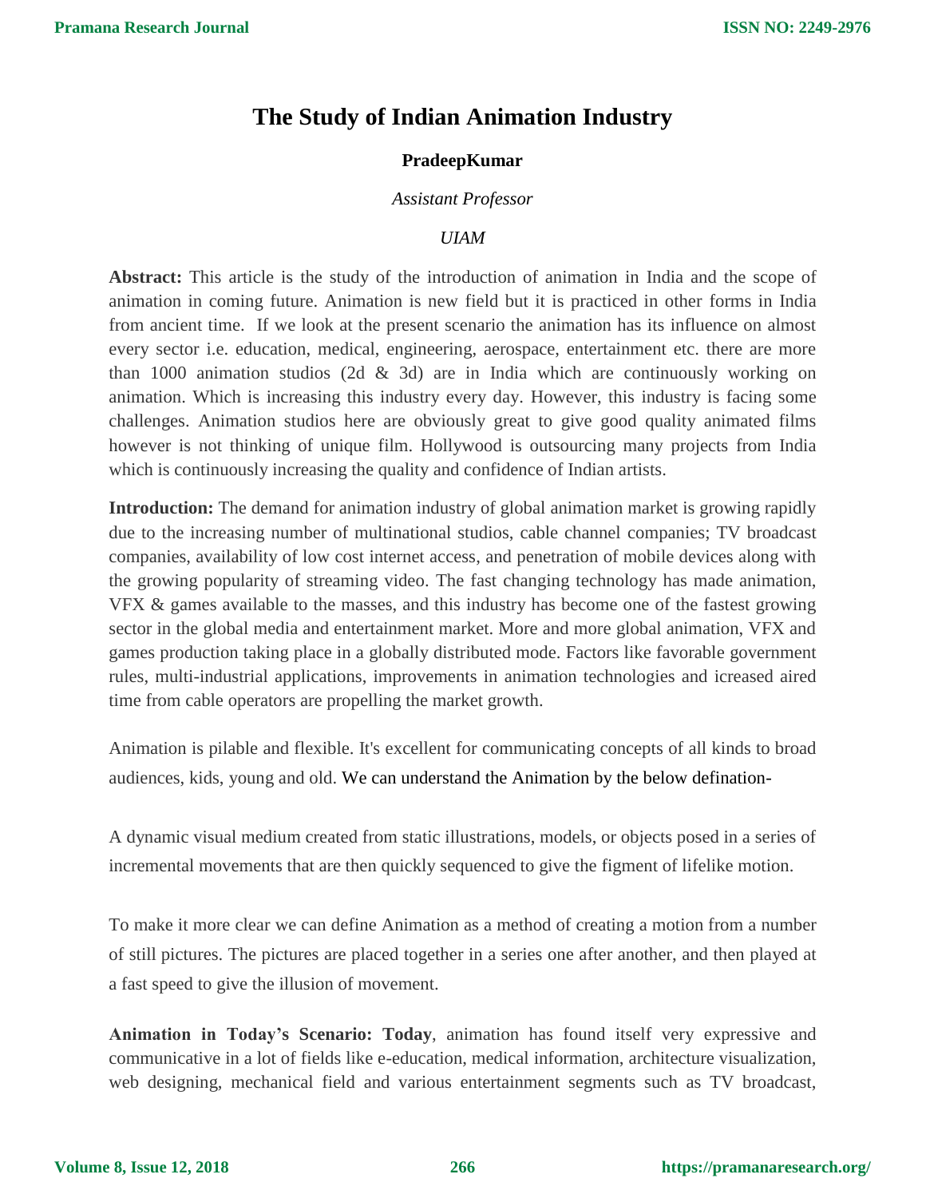# The Study of Indian Animation Industry

**PradeepKumar**

*Assistant Professor*

*UIAM*

**Abstract:** This article is the study of the introduction of animation in India and the scope of animation in coming future. Animation is new field but it is practiced in other forms in India from ancient time. If we look at the present scenario the animation has its influence on almost every sector i.e. education, medical, engineering, aerospace, entertainment etc. there are more than 1000 animation studios (2d & 3d) are in India which are continuously working on animation. Which is increasing this industry every day. However, this industry is facing some challenges. Animation studios here are obviously great to give good quality animated films however is not thinking of unique film. Hollywood is outsourcing many projects from India which is continuously increasing the quality and confidence of Indian artists.

**Introduction:** The demand for animation industry of global animation market is growing rapidly due to the increasing number of multinational studios, cable channel companies; TV broadcast companies, availability of low cost internet access, and penetration of mobile devices along with the growing popularity of streaming video. The fast changing technology has made animation, VFX & games available to the masses, and this industry has become one of the fastest growing sector in the global media and entertainment market. More and more global animation, VFX and games production taking place in a globally distributed mode. Factors like favorable government rules, multi-industrial applications, improvements in animation technologies and icreased aired time from cable operators are propelling the market growth.

Animation is pilable and flexible. It's excellent for communicating concepts of all kinds to broad audiences, kids, young and old. We can understand the Animation by the below defination-

A dynamic visual medium created from static illustrations, models, or objects posed in a series of incremental movements that are then quickly sequenced to give the figment of lifelike motion.

To make it more clear we can define Animation as a method of creating a motion from a number of still pictures. The pictures are placed together in a series one after another, and then played at a fast speed to give the illusion of movement.

**Animation in Today's Scenario: Today**, animation has found itself very expressive and communicative in a lot of fields like e-education, medical information, architecture visualization, web designing, mechanical field and various entertainment segments such as TV broadcast,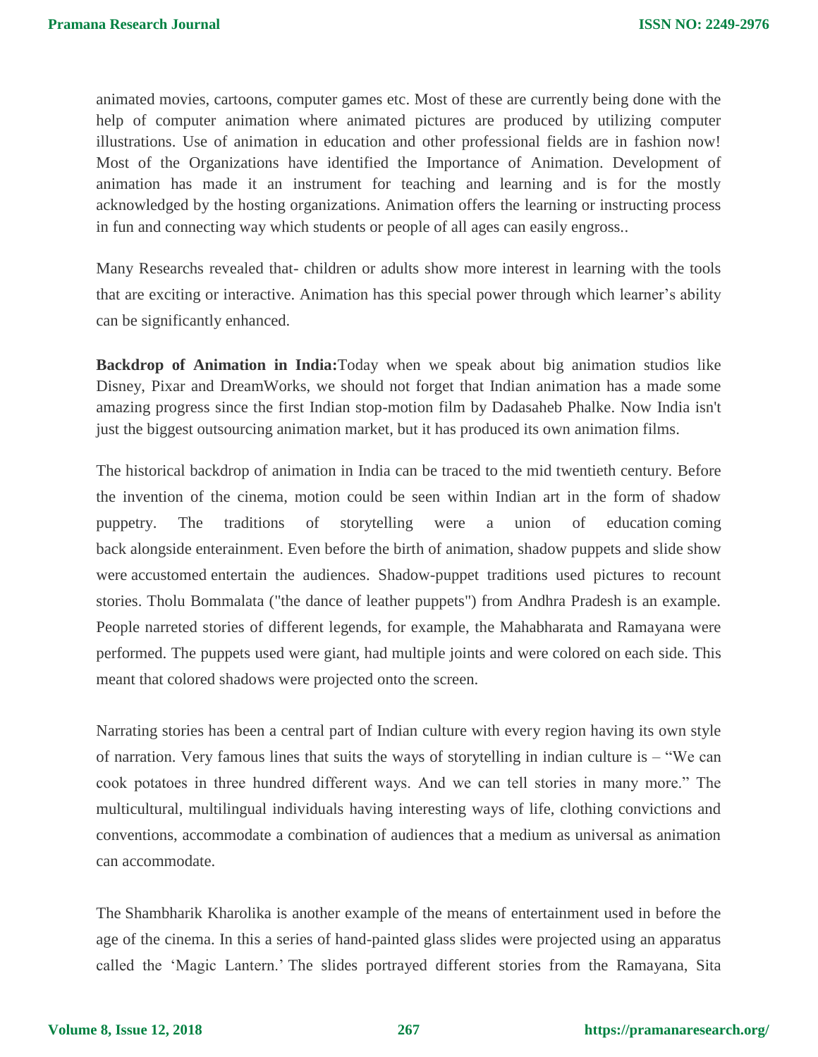animated movies, cartoons, computer games etc. Most of these are currently being done with the help of computer animation where animated pictures are produced by utilizing computer illustrations. Use of animation in education and other professional fields are in fashion now! Most of the Organizations have identified the Importance of Animation. Development of animation has made it an instrument for teaching and learning and is for the mostly acknowledged by the hosting organizations. Animation offers the learning or instructing process in fun and connecting way which students or people of all ages can easily engross..

Many Researchs revealed that- children or adults show more interest in learning with the tools that are exciting or interactive. Animation has this special power through which learner's ability can be significantly enhanced.

**Backdrop of Animation in India:**Today when we speak about big animation studios like Disney, Pixar and DreamWorks, we should not forget that Indian animation has a made some amazing progress since the first Indian stop-motion film by Dadasaheb Phalke. Now India isn't just the biggest outsourcing animation market, but it has produced its own animation films.

The historical backdrop of animation in India can be traced to the mid twentieth century. Before the invention of the cinema, motion could be seen within Indian art in the form of shadow puppetry. The traditions of storytelling were a union of education coming back alongside enterainment. Even before the birth of animation, shadow puppets and slide show were accustomed entertain the audiences. Shadow-puppet traditions used pictures to recount stories. Tholu Bommalata ("the dance of leather puppets") from Andhra Pradesh is an example. People narreted stories of different legends, for example, the Mahabharata and Ramayana were performed. The puppets used were giant, had multiple joints and were colored on each side. This meant that colored shadows were projected onto the screen.

Narrating stories has been a central part of Indian culture with every region having its own style of narration. Very famous lines that suits the ways of storytelling in indian culture is – "We can cook potatoes in three hundred different ways. And we can tell stories in many more." The multicultural, multilingual individuals having interesting ways of life, clothing convictions and conventions, accommodate a combination of audiences that a medium as universal as animation can accommodate.

The Shambharik Kharolika is another example of the means of entertainment used in before the age of the cinema. In this a series of hand-painted glass slides were projected using an apparatus called the 'Magic Lantern.' The slides portrayed different stories from the Ramayana, Sita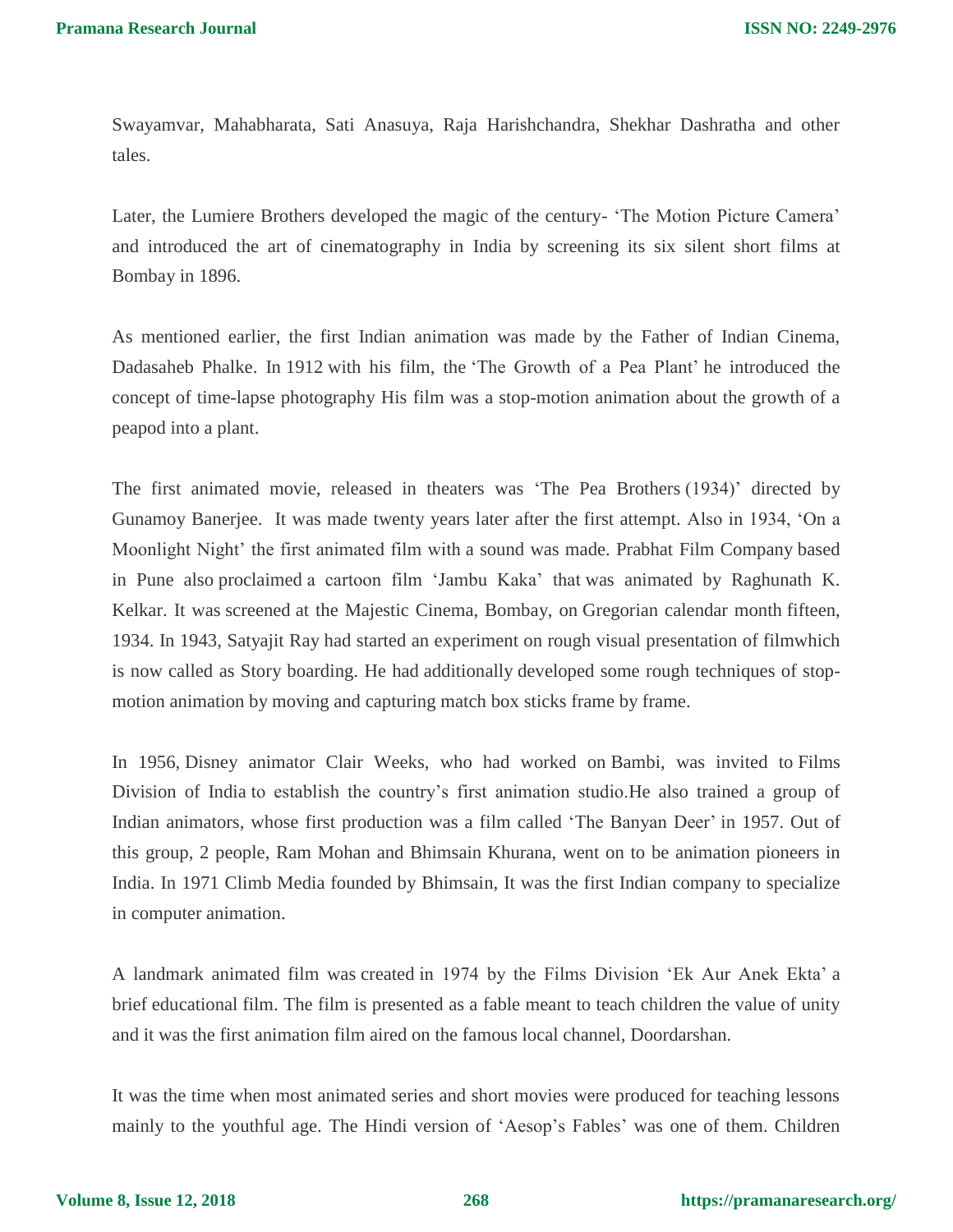Swayamvar, Mahabharata, Sati Anasuya, Raja Harishchandra, Shekhar Dashratha and other tales.

Later, the Lumiere Brothers developed the magic of the century- 'The Motion Picture Camera' and introduced the art of cinematography in India by screening its six silent short films at Bombay in 1896.

As mentioned earlier, the first Indian animation was made by the Father of Indian Cinema, Dadasaheb Phalke. In 1912 with his film, the 'The Growth of a Pea Plant' he introduced the concept of time-lapse photography His film was a stop-motion animation about the growth of a peapod into a plant.

The first animated movie, released in theaters was 'The Pea Brothers (1934)' directed by Gunamoy Banerjee. It was made twenty years later after the first attempt. Also in 1934, 'On a Moonlight Night' the first animated film with a sound was made. Prabhat Film Company based in Pune also proclaimed a cartoon film 'Jambu Kaka' that was animated by Raghunath K. Kelkar. It was screened at the Majestic Cinema, Bombay, on Gregorian calendar month fifteen, 1934. In 1943, Satyajit Ray had started an experiment on rough visual presentation of filmwhich is now called as Story boarding. He had additionally developed some rough techniques of stop-motion animation by moving and capturing match box sticks frame by frame.

In 1956, Disney animator Clair Weeks, who had worked on Bambi, was invited to Films Division of India to establish the country's first animation studio.He also trained a group of Indian animators, whose first production was a film called 'The Banyan Deer' in 1957. Out of this group, 2 people, Ram Mohan and Bhimsain Khurana, went on to be animation pioneers in India. In 1971 Climb Media founded by Bhimsain, It was the first Indian company to specialize in computer animation.

A landmark animated film was created in 1974 by the Films Division 'Ek Aur Anek Ekta' a brief educational film. The film is presented as a fable meant to teach children the value of unity and it was the first animation film aired on the famous local channel, Doordarshan.

It was the time when most animated series and short movies were produced for teaching lessons mainly to the youthful age. The Hindi version of 'Aesop's Fables' was one of them. Children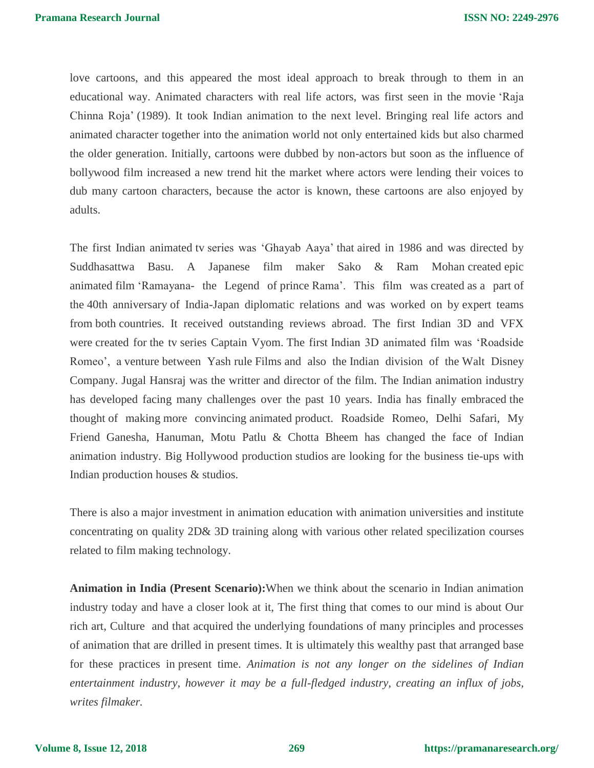love cartoons, and this appeared the most ideal approach to break through to them in an educational way. Animated characters with real life actors, was first seen in the movie 'Raja Chinna Roja' (1989). It took Indian animation to the next level. Bringing real life actors and animated character together into the animation world not only entertained kids but also charmed the older generation. Initially, cartoons were dubbed by non-actors but soon as the influence of bollywood film increased a new trend hit the market where actors were lending their voices to dub many cartoon characters, because the actor is known, these cartoons are also enjoyed by adults.

The first Indian animated tv series was 'Ghayab Aaya' that aired in 1986 and was directed by Suddhasattwa Basu. A Japanese film maker Sako & Ram Mohan created epic animated film 'Ramayana- the Legend of prince Rama'. This film was created as a part of the 40th anniversary of India-Japan diplomatic relations and was worked on by expert teams from both countries. It received outstanding reviews abroad. The first Indian 3D and VFX were created for the tv series Captain Vyom. The first Indian 3D animated film was 'Roadside Romeo', a venture between Yash rule Films and also the Indian division of the Walt Disney Company. Jugal Hansraj was the writter and director of the film. The Indian animation industry has developed facing many challenges over the past 10 years. India has finally embraced the thought of making more convincing animated product. Roadside Romeo, Delhi Safari, My Friend Ganesha, Hanuman, Motu Patlu & Chotta Bheem has changed the face of Indian animation industry. Big Hollywood production studios are looking for the business tie-ups with Indian production houses & studios.

There is also a major investment in animation education with animation universities and institute concentrating on quality 2D& 3D training along with various other related specilization courses related to film making technology.

**Animation in India (Present Scenario):**When we think about the scenario in Indian animation industry today and have a closer look at it, The first thing that comes to our mind is about Our rich art, Culture and that acquired the underlying foundations of many principles and processes of animation that are drilled in present times. It is ultimately this wealthy past that arranged base for these practices in present time. *Animation is not any longer on the sidelines of Indian entertainment industry, however it may be a full-fledged industry, creating an influx of jobs, writes filmaker.*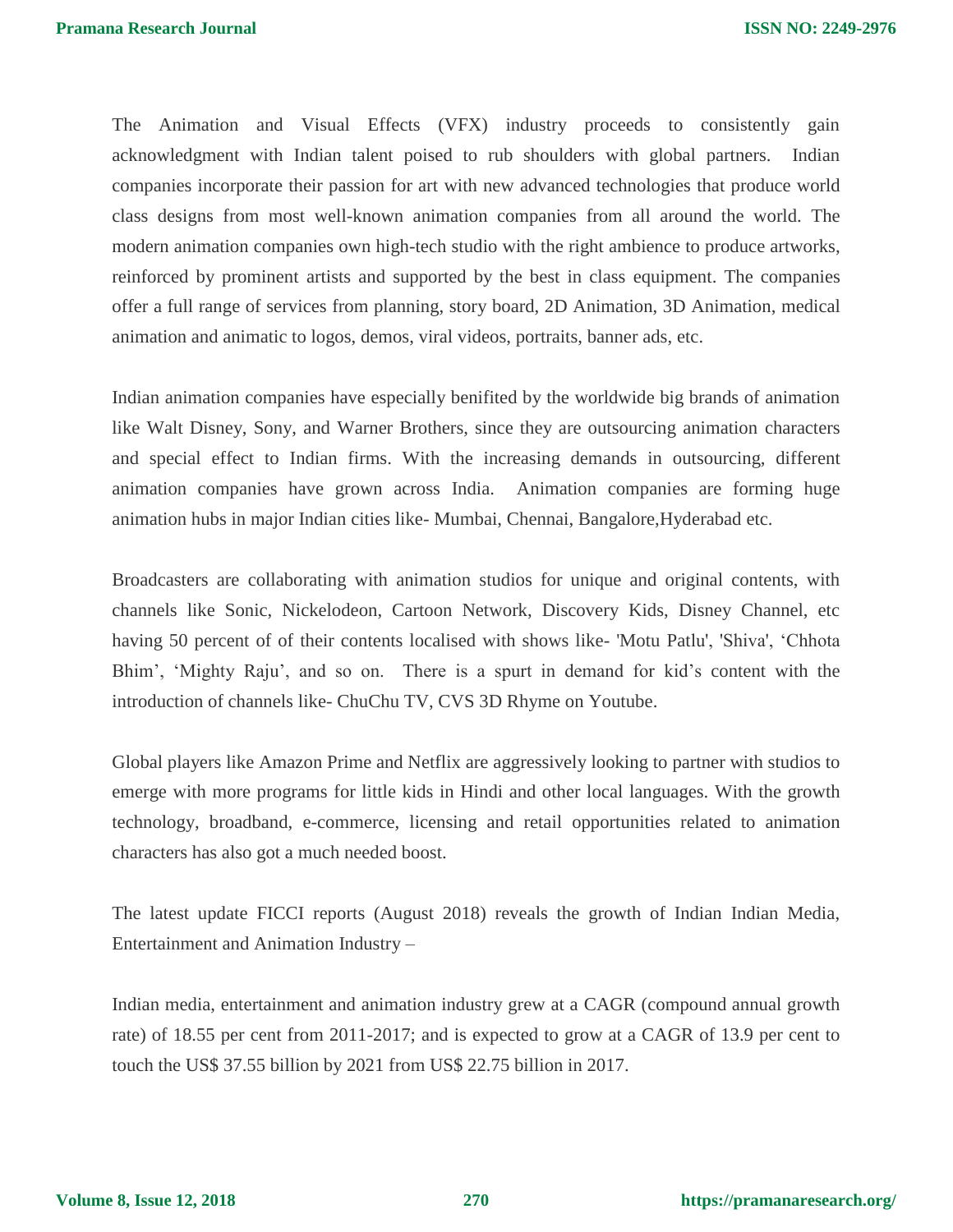The Animation and Visual Effects (VFX) industry proceeds to consistently gain acknowledgment with Indian talent poised to rub shoulders with global partners. Indian companies incorporate their passion for art with new advanced technologies that produce world class designs from most well-known animation companies from all around the world. The modern animation companies own high-tech studio with the right ambience to produce artworks, reinforced by prominent artists and supported by the best in class equipment. The companies offer a full range of services from planning, story board, 2D Animation, 3D Animation, medical animation and animatic to logos, demos, viral videos, portraits, banner ads, etc.

Indian animation companies have especially benifited by the worldwide big brands of animation like Walt Disney, Sony, and Warner Brothers, since they are outsourcing animation characters and special effect to Indian firms. With the increasing demands in outsourcing, different animation companies have grown across India. Animation companies are forming huge animation hubs in major Indian cities like- Mumbai, Chennai, Bangalore,Hyderabad etc.

Broadcasters are collaborating with animation studios for unique and original contents, with channels like Sonic, Nickelodeon, Cartoon Network, Discovery Kids, Disney Channel, etc having 50 percent of of their contents localised with shows like- 'Motu Patlu', 'Shiva', 'Chhota Bhim', 'Mighty Raju', and so on. There is a spurt in demand for kid's content with the introduction of channels like- ChuChu TV, CVS 3D Rhyme on Youtube.

Global players like Amazon Prime and Netflix are aggressively looking to partner with studios to emerge with more programs for little kids in Hindi and other local languages. With the growth technology, broadband, e-commerce, licensing and retail opportunities related to animation characters has also got a much needed boost.

The latest update FICCI reports (August 2018) reveals the growth of Indian Indian Media, Entertainment and Animation Industry –

Indian media, entertainment and animation industry grew at a CAGR (compound annual growth rate) of 18.55 per cent from 2011-2017; and is expected to grow at a CAGR of 13.9 per cent to touch the US$ 37.55 billion by 2021 from US$ 22.75 billion in 2017.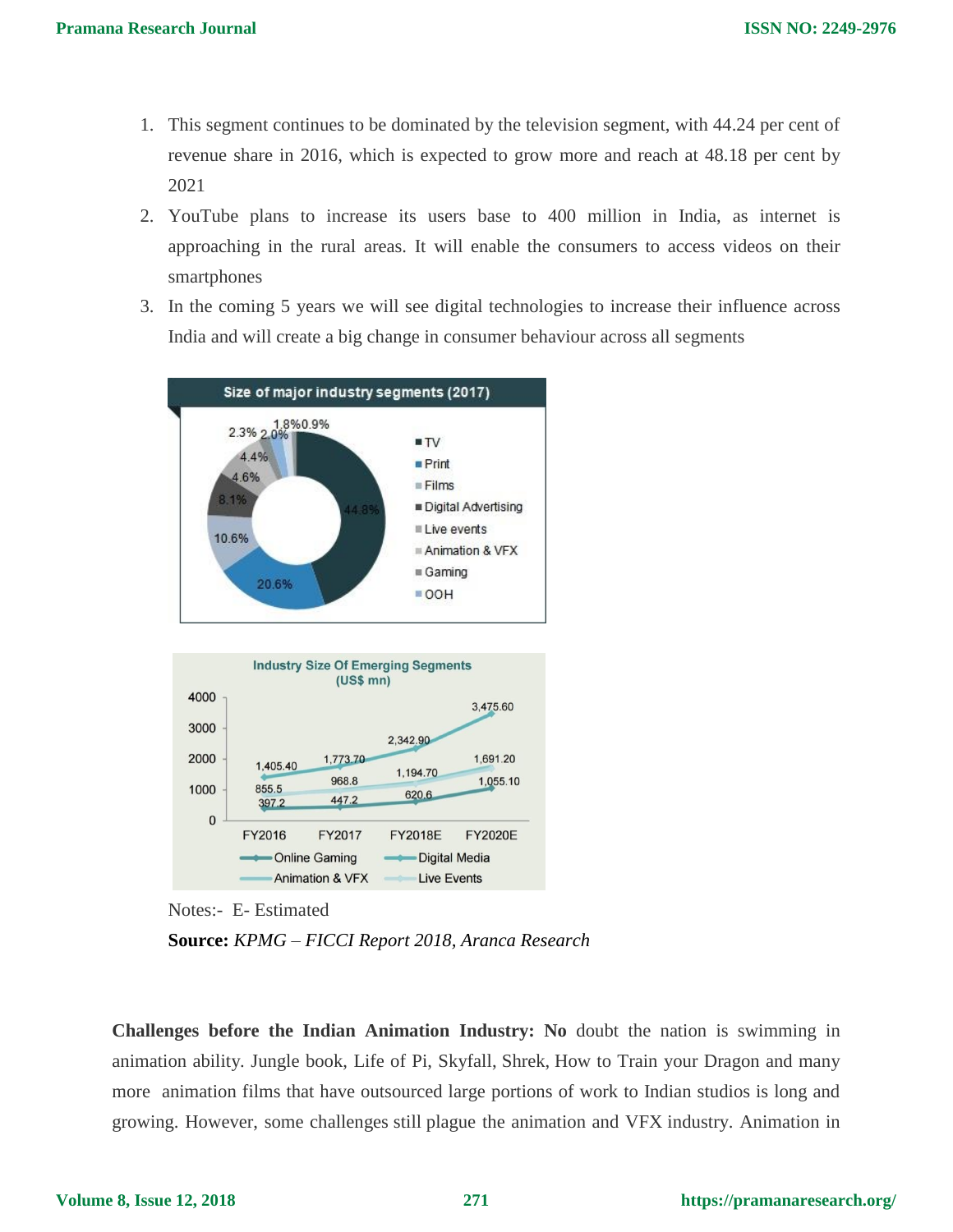1. This segment continues to be dominated by the television segment, with 44.24 per cent of revenue share in 2016, which is expected to grow more and reach at 48.18 per cent by 2021
2. YouTube plans to increase its users base to 400 million in India, as internet is approaching in the rural areas. It will enable the consumers to access videos on their smartphones
3. In the coming 5 years we will see digital technologies to increase their influence across India and will create a big change in consumer behaviour across all segments

**Size of major industry segments (2017)**

| Segment | Share |
|---|---|
| TV | 44.8% |
| Print | 20.6% |
| Films | 10.6% |
| Digital Advertising | 8.1% |
| Live events | 4.6% |
| Animation & VFX | 4.4% |
| Gaming | 2.3% |
| OOH | 2.0% |
| | 1.8% |
| | 0.9% |

**Industry Size Of Emerging Segments (US$ mn)**

| Segment | FY2016 | FY2017 | FY2018E | FY2020E |
|---|---|---|---|---|
| Online Gaming | 397.2 | 447.2 | 620.6 | 1,055.10 |
| Digital Media | 1,405.40 | 1,773.70 | 2,342.90 | 3,475.60 |
| Animation & VFX | 855.5 | 968.8 | 1,194.70 | 1,691.20 |

Notes:- E- Estimated

**Source:** *KPMG – FICCI Report 2018, Aranca Research*

**Challenges before the Indian Animation Industry: No** doubt the nation is swimming in animation ability. Jungle book, Life of Pi, Skyfall, Shrek, How to Train your Dragon and many more animation films that have outsourced large portions of work to Indian studios is long and growing. However, some challenges still plague the animation and VFX industry. Animation in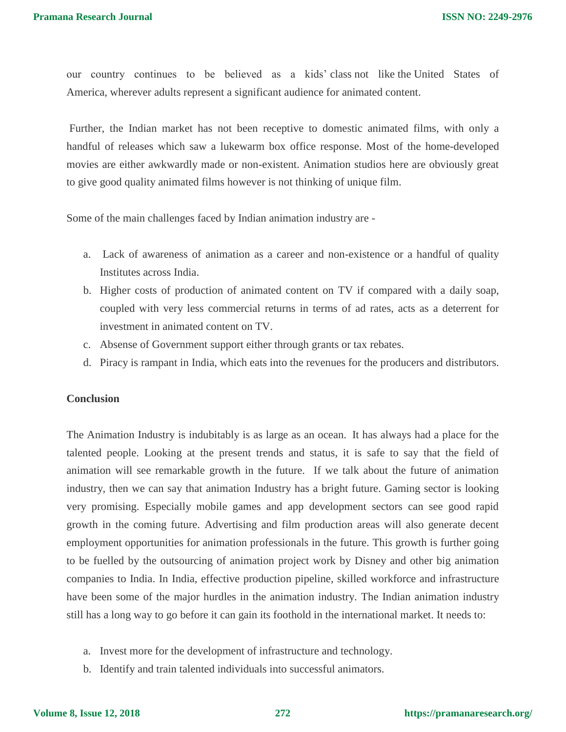our country continues to be believed as a kids' class not like the United States of America, wherever adults represent a significant audience for animated content.

Further, the Indian market has not been receptive to domestic animated films, with only a handful of releases which saw a lukewarm box office response. Most of the home-developed movies are either awkwardly made or non-existent. Animation studios here are obviously great to give good quality animated films however is not thinking of unique film.

Some of the main challenges faced by Indian animation industry are -

a. Lack of awareness of animation as a career and non-existence or a handful of quality Institutes across India.
b. Higher costs of production of animated content on TV if compared with a daily soap, coupled with very less commercial returns in terms of ad rates, acts as a deterrent for investment in animated content on TV.
c. Absense of Government support either through grants or tax rebates.
d. Piracy is rampant in India, which eats into the revenues for the producers and distributors.

**Conclusion**

The Animation Industry is indubitably is as large as an ocean. It has always had a place for the talented people. Looking at the present trends and status, it is safe to say that the field of animation will see remarkable growth in the future. If we talk about the future of animation industry, then we can say that animation Industry has a bright future. Gaming sector is looking very promising. Especially mobile games and app development sectors can see good rapid growth in the coming future. Advertising and film production areas will also generate decent employment opportunities for animation professionals in the future. This growth is further going to be fuelled by the outsourcing of animation project work by Disney and other big animation companies to India. In India, effective production pipeline, skilled workforce and infrastructure have been some of the major hurdles in the animation industry. The Indian animation industry still has a long way to go before it can gain its foothold in the international market. It needs to:

a. Invest more for the development of infrastructure and technology.
b. Identify and train talented individuals into successful animators.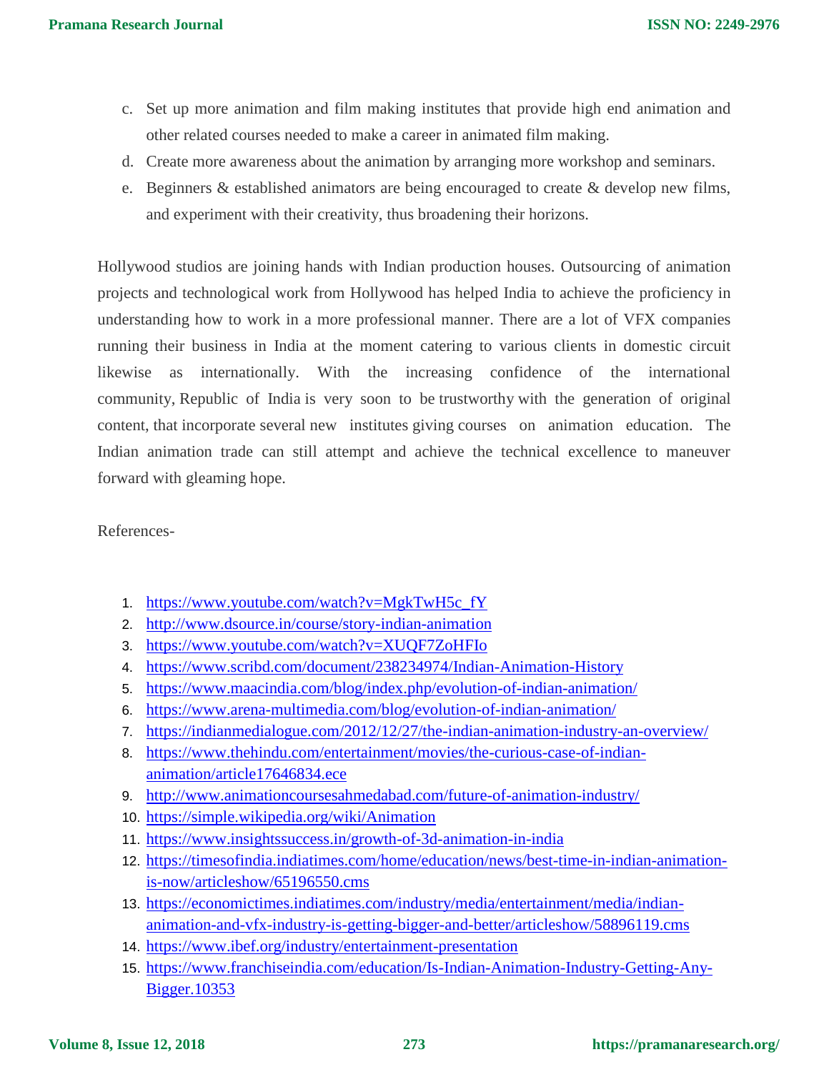c. Set up more animation and film making institutes that provide high end animation and other related courses needed to make a career in animated film making.
d. Create more awareness about the animation by arranging more workshop and seminars.
e. Beginners & established animators are being encouraged to create & develop new films, and experiment with their creativity, thus broadening their horizons.

Hollywood studios are joining hands with Indian production houses. Outsourcing of animation projects and technological work from Hollywood has helped India to achieve the proficiency in understanding how to work in a more professional manner. There are a lot of VFX companies running their business in India at the moment catering to various clients in domestic circuit likewise as internationally. With the increasing confidence of the international community, Republic of India is very soon to be trustworthy with the generation of original content, that incorporate several new institutes giving courses on animation education. The Indian animation trade can still attempt and achieve the technical excellence to maneuver forward with gleaming hope.

References-

1. https://www.youtube.com/watch?v=MgkTwH5c_fY
2. http://www.dsource.in/course/story-indian-animation
3. https://www.youtube.com/watch?v=XUQF7ZoHFIo
4. https://www.scribd.com/document/238234974/Indian-Animation-History
5. https://www.maacindia.com/blog/index.php/evolution-of-indian-animation/
6. https://www.arena-multimedia.com/blog/evolution-of-indian-animation/
7. https://indianmedialogue.com/2012/12/27/the-indian-animation-industry-an-overview/
8. https://www.thehindu.com/entertainment/movies/the-curious-case-of-indian-animation/article17646834.ece
9. http://www.animationcoursesahmedabad.com/future-of-animation-industry/
10. https://simple.wikipedia.org/wiki/Animation
11. https://www.insightssuccess.in/growth-of-3d-animation-in-india
12. https://timesofindia.indiatimes.com/home/education/news/best-time-in-indian-animation-is-now/articleshow/65196550.cms
13. https://economictimes.indiatimes.com/industry/media/entertainment/media/indian-animation-and-vfx-industry-is-getting-bigger-and-better/articleshow/58896119.cms
14. https://www.ibef.org/industry/entertainment-presentation
15. https://www.franchiseindia.com/education/Is-Indian-Animation-Industry-Getting-Any-Bigger.10353